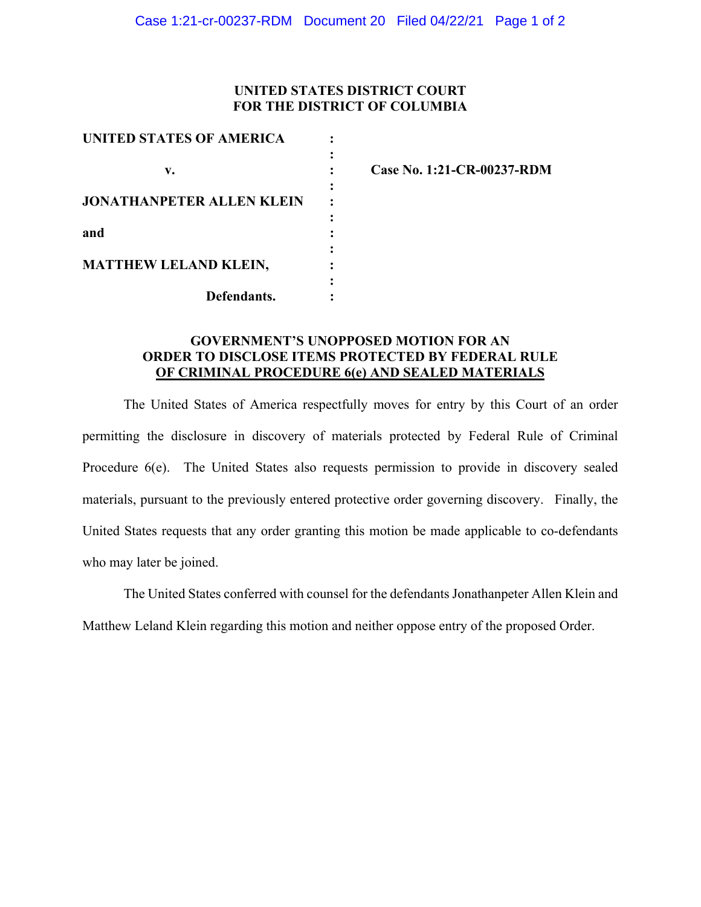**UNITED STATES DISTRICT COURT**
**FOR THE DISTRICT OF COLUMBIA**

| | | |
|---|---|---|
| **UNITED STATES OF AMERICA** | : | |
| | : | |
| **v.** | : | **Case No. 1:21-CR-00237-RDM** |
| | : | |
| **JONATHANPETER ALLEN KLEIN** | : | |
| | : | |
| **and** | : | |
| | : | |
| **MATTHEW LELAND KLEIN,** | : | |
| | : | |
| **Defendants.** | : | |

**GOVERNMENT'S UNOPPOSED MOTION FOR AN ORDER TO DISCLOSE ITEMS PROTECTED BY FEDERAL RULE OF CRIMINAL PROCEDURE 6(e) AND SEALED MATERIALS**

The United States of America respectfully moves for entry by this Court of an order permitting the disclosure in discovery of materials protected by Federal Rule of Criminal Procedure 6(e). The United States also requests permission to provide in discovery sealed materials, pursuant to the previously entered protective order governing discovery. Finally, the United States requests that any order granting this motion be made applicable to co-defendants who may later be joined.

The United States conferred with counsel for the defendants Jonathanpeter Allen Klein and Matthew Leland Klein regarding this motion and neither oppose entry of the proposed Order.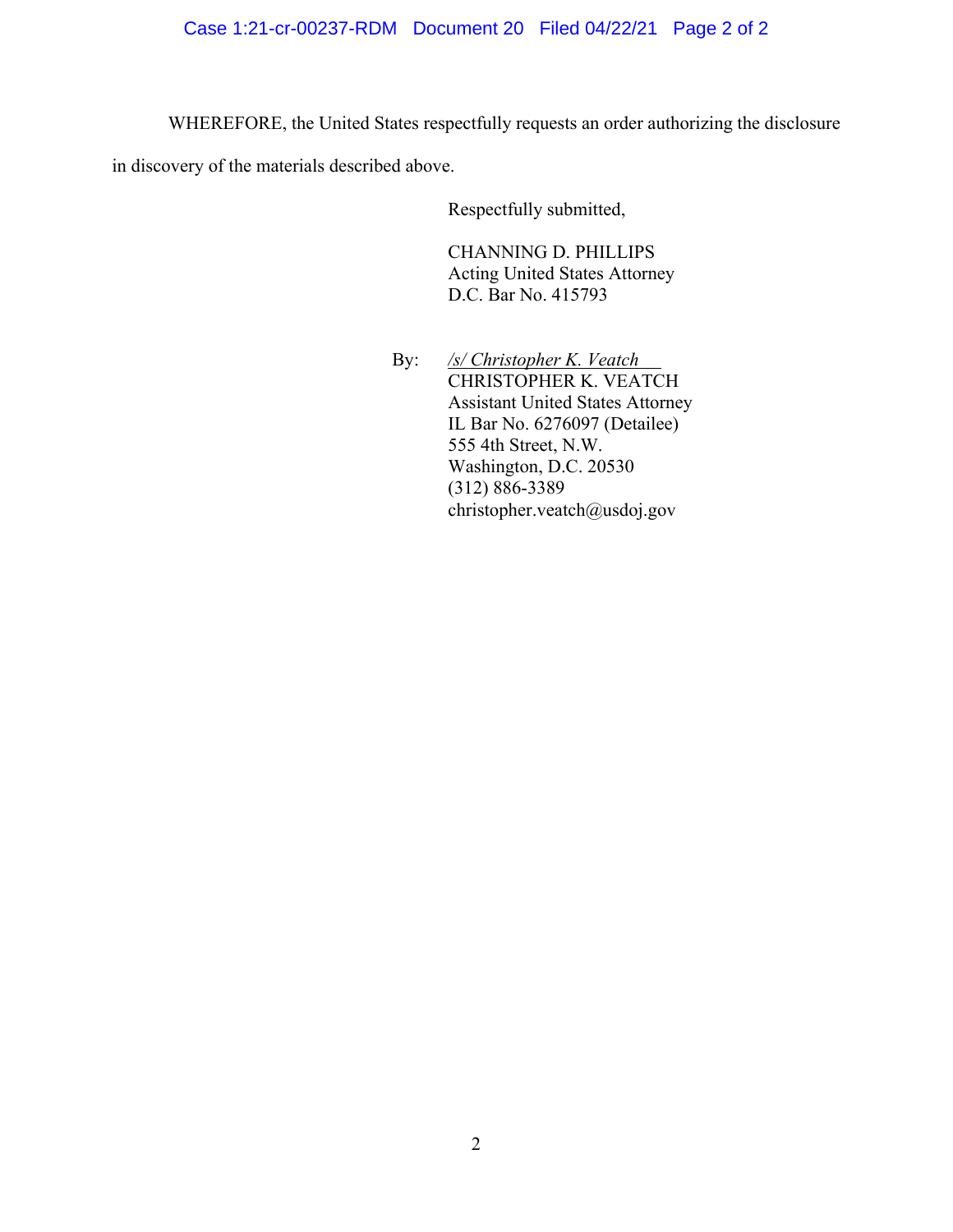WHEREFORE, the United States respectfully requests an order authorizing the disclosure in discovery of the materials described above.

Respectfully submitted,

CHANNING D. PHILLIPS
Acting United States Attorney
D.C. Bar No. 415793

By: */s/ Christopher K. Veatch*
CHRISTOPHER K. VEATCH
Assistant United States Attorney
IL Bar No. 6276097 (Detailee)
555 4th Street, N.W.
Washington, D.C. 20530
(312) 886-3389
christopher.veatch@usdoj.gov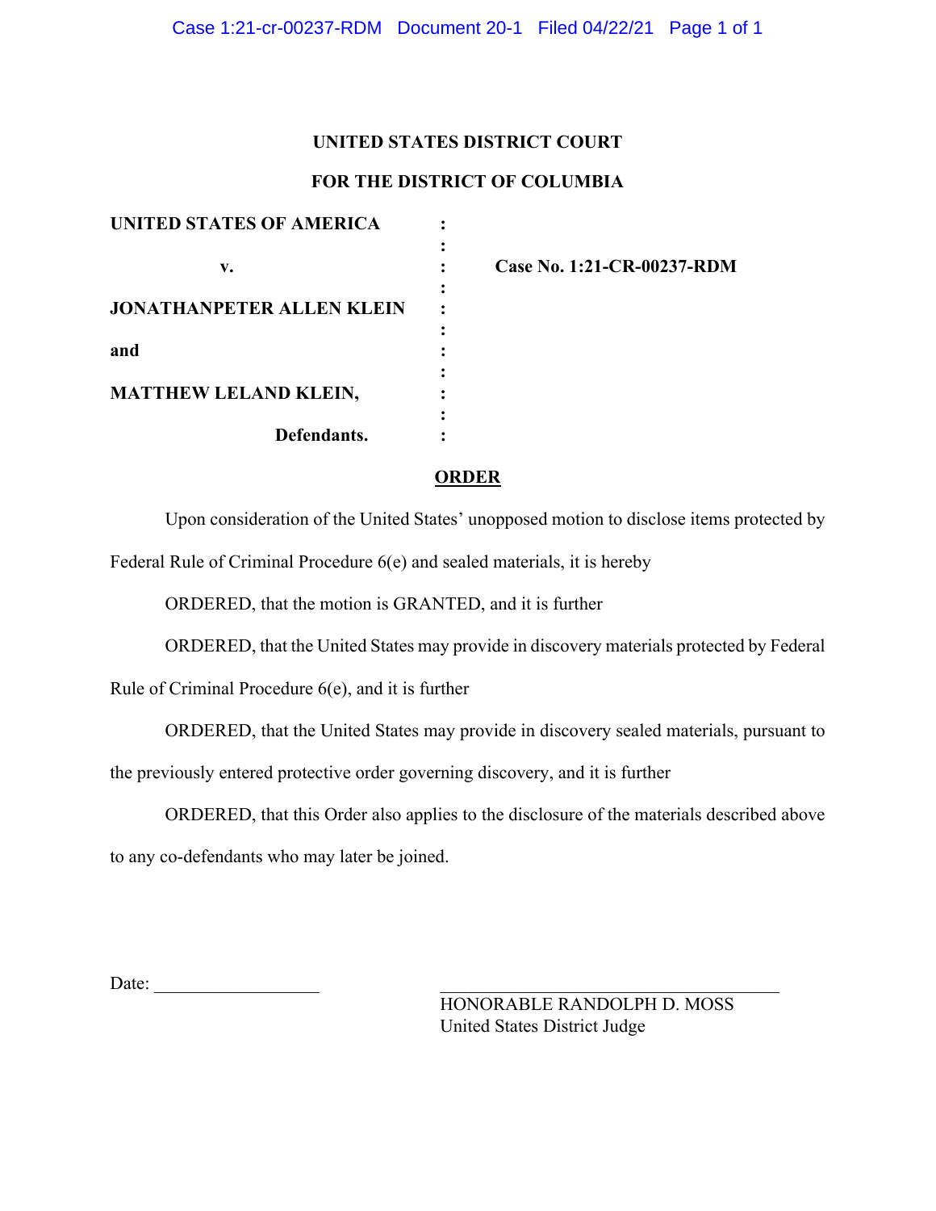**UNITED STATES DISTRICT COURT**

**FOR THE DISTRICT OF COLUMBIA**

| | | |
|---|---|---|
| **UNITED STATES OF AMERICA** | : | |
| | : | |
| **v.** | : | **Case No. 1:21-CR-00237-RDM** |
| | : | |
| **JONATHANPETER ALLEN KLEIN** | : | |
| | : | |
| **and** | : | |
| | : | |
| **MATTHEW LELAND KLEIN,** | : | |
| | : | |
| **Defendants.** | : | |

**ORDER**

Upon consideration of the United States' unopposed motion to disclose items protected by Federal Rule of Criminal Procedure 6(e) and sealed materials, it is hereby

ORDERED, that the motion is GRANTED, and it is further

ORDERED, that the United States may provide in discovery materials protected by Federal Rule of Criminal Procedure 6(e), and it is further

ORDERED, that the United States may provide in discovery sealed materials, pursuant to the previously entered protective order governing discovery, and it is further

ORDERED, that this Order also applies to the disclosure of the materials described above to any co-defendants who may later be joined.

Date: ________________

_________________________________
HONORABLE RANDOLPH D. MOSS
United States District Judge